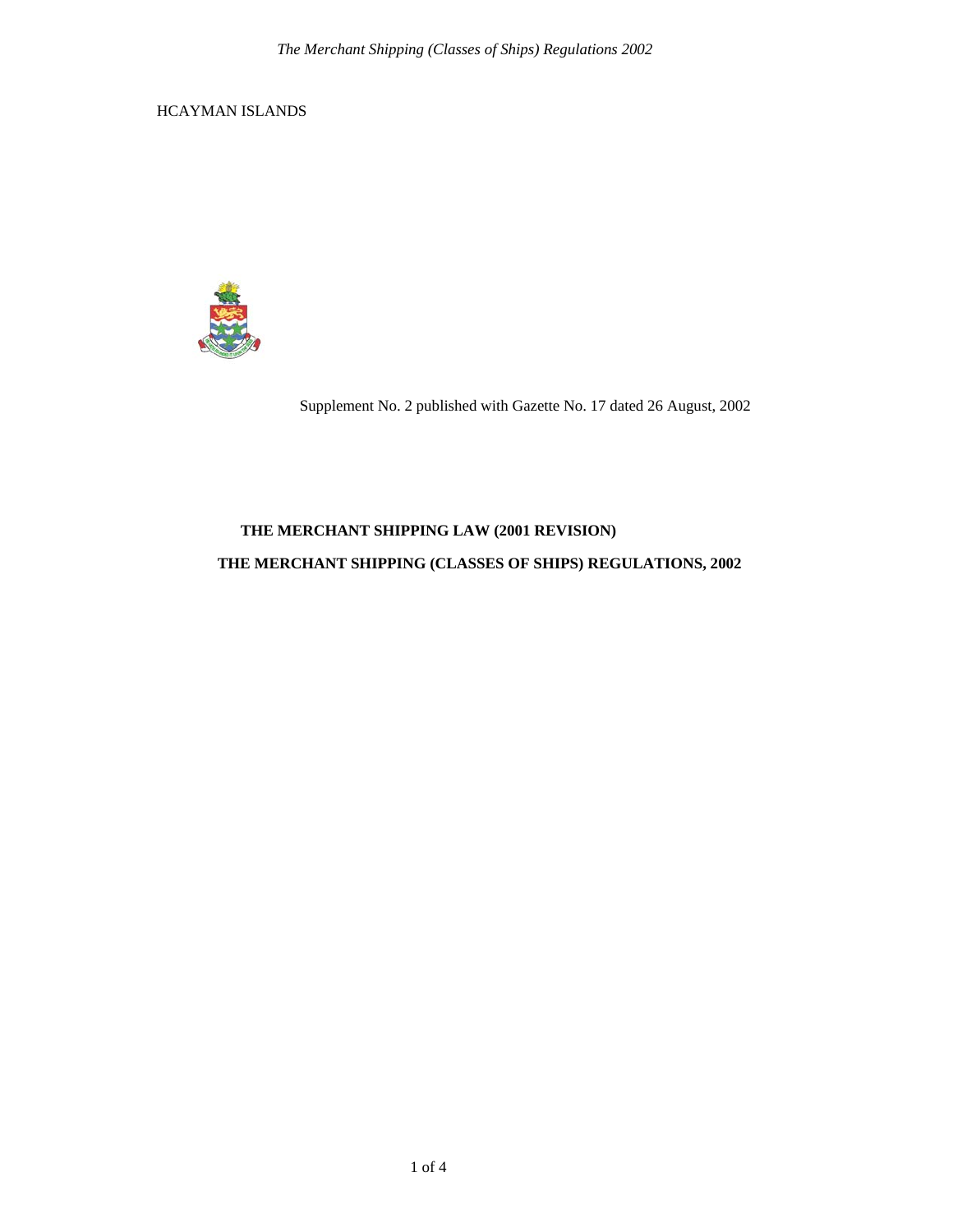HCAYMAN ISLANDS

Supplement No. 2 published with Gazette No. 17 dated 26 August, 2002

**THE MERCHANT SHIPPING LAW (2001 REVISION)**

**THE MERCHANT SHIPPING (CLASSES OF SHIPS) REGULATIONS, 2002**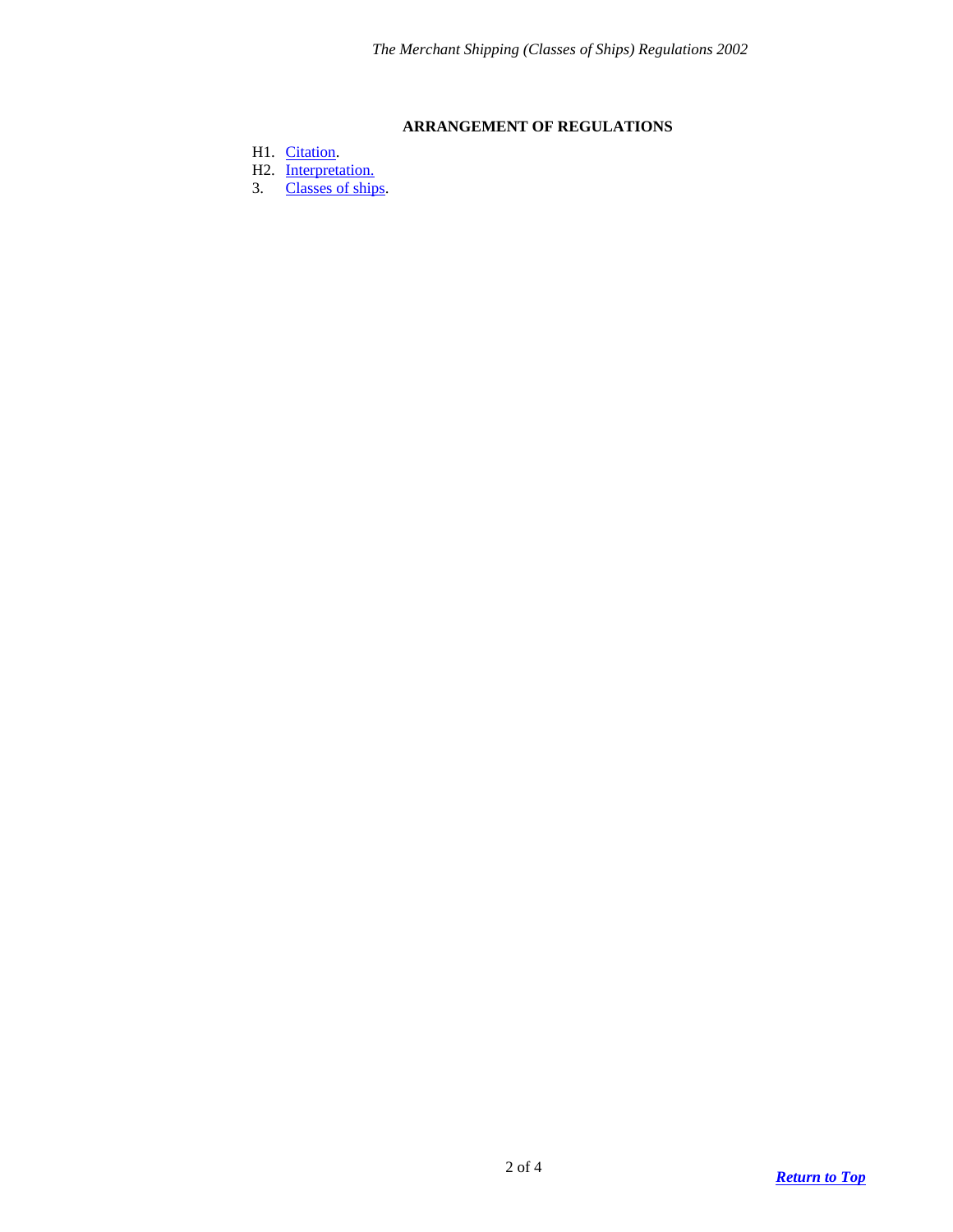## ARRANGEMENT OF REGULATIONS

H1. Citation.
H2. Interpretation.
3. Classes of ships.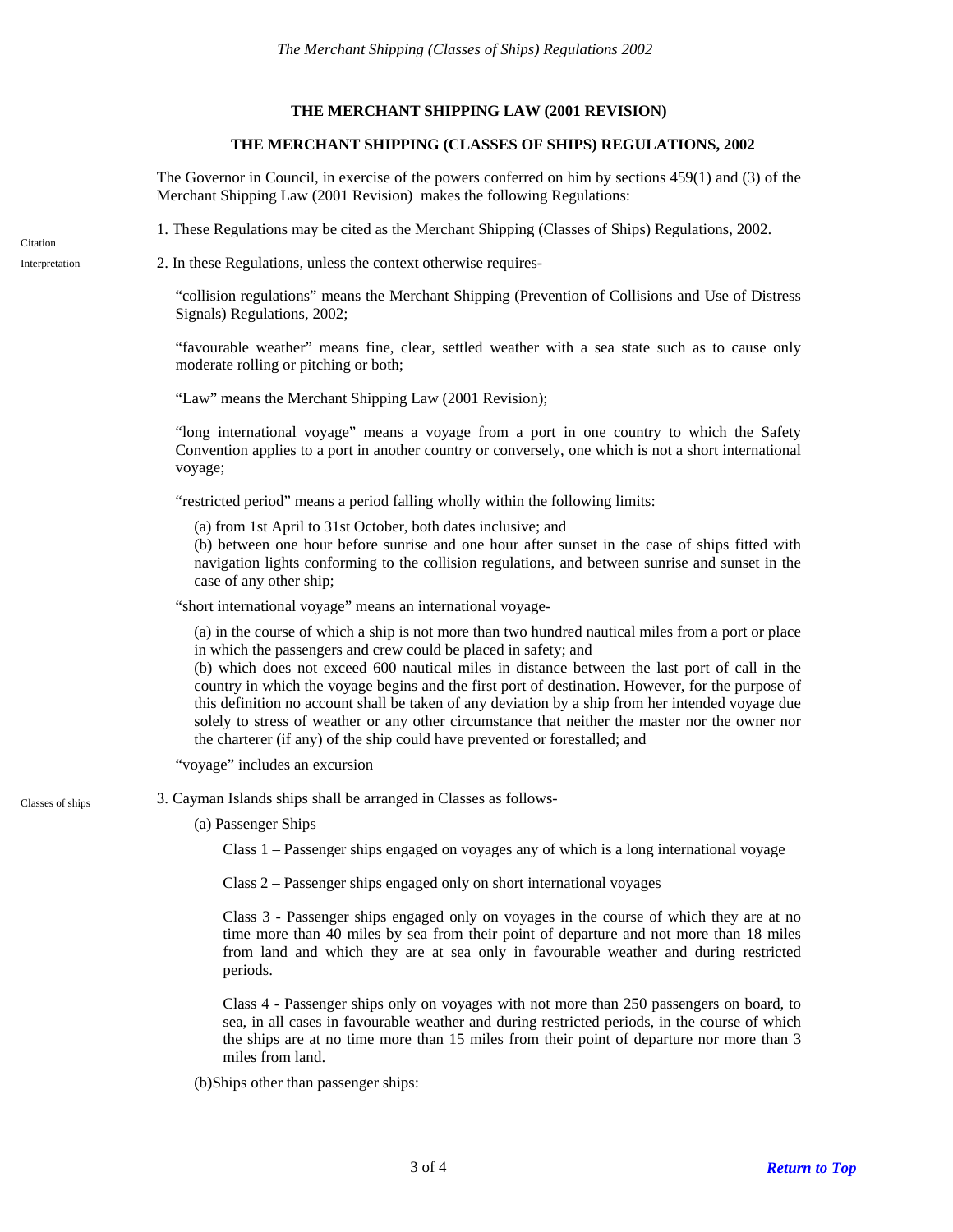**THE MERCHANT SHIPPING LAW (2001 REVISION)**

**THE MERCHANT SHIPPING (CLASSES OF SHIPS) REGULATIONS, 2002**

The Governor in Council, in exercise of the powers conferred on him by sections 459(1) and (3) of the Merchant Shipping Law (2001 Revision) makes the following Regulations:

Citation

1. These Regulations may be cited as the Merchant Shipping (Classes of Ships) Regulations, 2002.

Interpretation

2. In these Regulations, unless the context otherwise requires-

"collision regulations" means the Merchant Shipping (Prevention of Collisions and Use of Distress Signals) Regulations, 2002;

"favourable weather" means fine, clear, settled weather with a sea state such as to cause only moderate rolling or pitching or both;

"Law" means the Merchant Shipping Law (2001 Revision);

"long international voyage" means a voyage from a port in one country to which the Safety Convention applies to a port in another country or conversely, one which is not a short international voyage;

"restricted period" means a period falling wholly within the following limits:

(a) from 1st April to 31st October, both dates inclusive; and
(b) between one hour before sunrise and one hour after sunset in the case of ships fitted with navigation lights conforming to the collision regulations, and between sunrise and sunset in the case of any other ship;

"short international voyage" means an international voyage-

(a) in the course of which a ship is not more than two hundred nautical miles from a port or place in which the passengers and crew could be placed in safety; and
(b) which does not exceed 600 nautical miles in distance between the last port of call in the country in which the voyage begins and the first port of destination. However, for the purpose of this definition no account shall be taken of any deviation by a ship from her intended voyage due solely to stress of weather or any other circumstance that neither the master nor the owner nor the charterer (if any) of the ship could have prevented or forestalled; and

"voyage" includes an excursion

Classes of ships

3. Cayman Islands ships shall be arranged in Classes as follows-

(a) Passenger Ships

Class 1 – Passenger ships engaged on voyages any of which is a long international voyage

Class 2 – Passenger ships engaged only on short international voyages

Class 3 - Passenger ships engaged only on voyages in the course of which they are at no time more than 40 miles by sea from their point of departure and not more than 18 miles from land and which they are at sea only in favourable weather and during restricted periods.

Class 4 - Passenger ships only on voyages with not more than 250 passengers on board, to sea, in all cases in favourable weather and during restricted periods, in the course of which the ships are at no time more than 15 miles from their point of departure nor more than 3 miles from land.

(b)Ships other than passenger ships: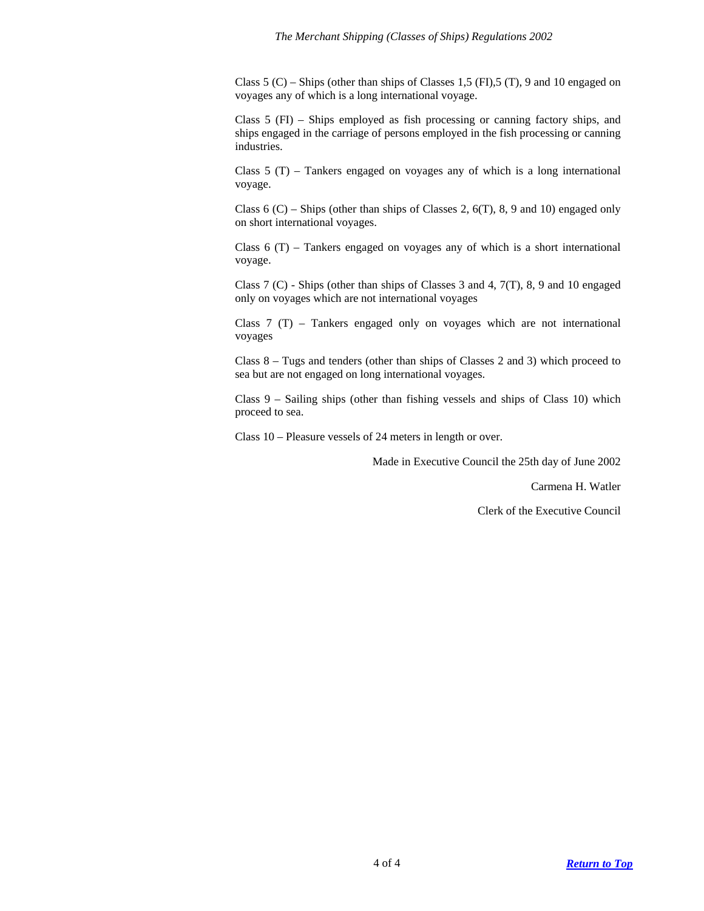Class 5 (C) – Ships (other than ships of Classes 1,5 (FI),5 (T), 9 and 10 engaged on voyages any of which is a long international voyage.

Class 5 (FI) – Ships employed as fish processing or canning factory ships, and ships engaged in the carriage of persons employed in the fish processing or canning industries.

Class 5 (T) – Tankers engaged on voyages any of which is a long international voyage.

Class 6 (C) – Ships (other than ships of Classes 2, 6(T), 8, 9 and 10) engaged only on short international voyages.

Class 6 (T) – Tankers engaged on voyages any of which is a short international voyage.

Class 7 (C) - Ships (other than ships of Classes 3 and 4, 7(T), 8, 9 and 10 engaged only on voyages which are not international voyages

Class 7 (T) – Tankers engaged only on voyages which are not international voyages

Class 8 – Tugs and tenders (other than ships of Classes 2 and 3) which proceed to sea but are not engaged on long international voyages.

Class 9 – Sailing ships (other than fishing vessels and ships of Class 10) which proceed to sea.

Class 10 – Pleasure vessels of 24 meters in length or over.

Made in Executive Council the 25th day of June 2002

Carmena H. Watler

Clerk of the Executive Council